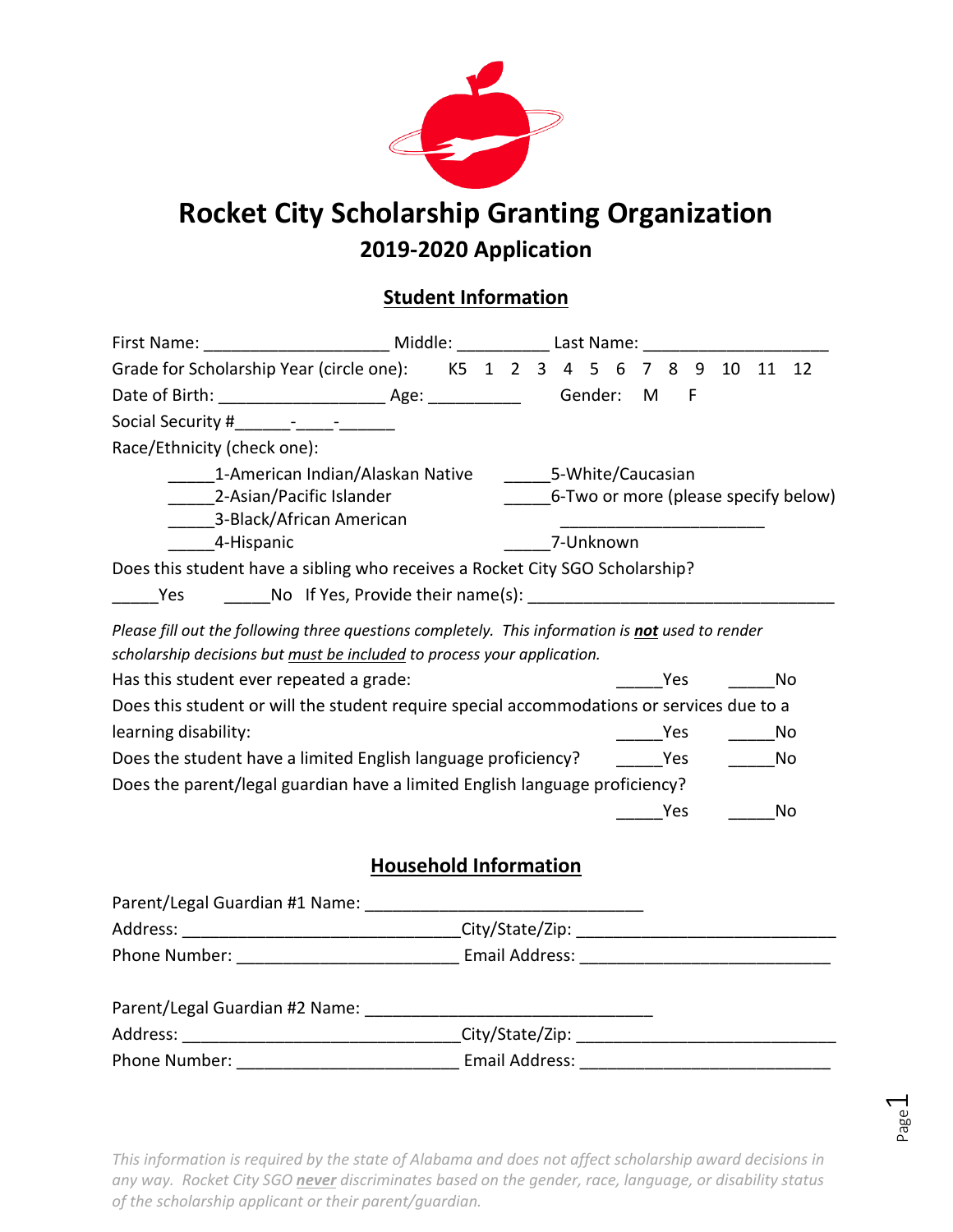# Rocket City Scholarship Granting Organization

## 2019-2020 Application

### Student Information

First Name: ___________________ Middle: __________ Last Name: ___________________

Grade for Scholarship Year (circle one): K5 1 2 3 4 5 6 7 8 9 10 11 12

Date of Birth: _________________ Age: __________ Gender: M F

Social Security #______-____-______

Race/Ethnicity (check one):

_____1-American Indian/Alaskan Native

_____2-Asian/Pacific Islander

_____3-Black/African American

_____4-Hispanic

_____5-White/Caucasian

_____6-Two or more (please specify below)

______________________

_____7-Unknown

Does this student have a sibling who receives a Rocket City SGO Scholarship?

_____Yes _____No If Yes, Provide their name(s): _______________________________

*Please fill out the following three questions completely. This information is **not** used to render scholarship decisions but must be included to process your application.*

Has this student ever repeated a grade: _____Yes _____No

Does this student or will the student require special accommodations or services due to a learning disability: _____Yes _____No

Does the student have a limited English language proficiency? _____Yes _____No

Does the parent/legal guardian have a limited English language proficiency? _____Yes _____No

### Household Information

Parent/Legal Guardian #1 Name: ______________________________

Address: ______________________________City/State/Zip: ___________________________

Phone Number: ________________________ Email Address: ___________________________

Parent/Legal Guardian #2 Name: _______________________________

Address: ______________________________City/State/Zip: ___________________________

Phone Number: ________________________ Email Address: ___________________________

*This information is required by the state of Alabama and does not affect scholarship award decisions in any way. Rocket City SGO **never** discriminates based on the gender, race, language, or disability status of the scholarship applicant or their parent/guardian.*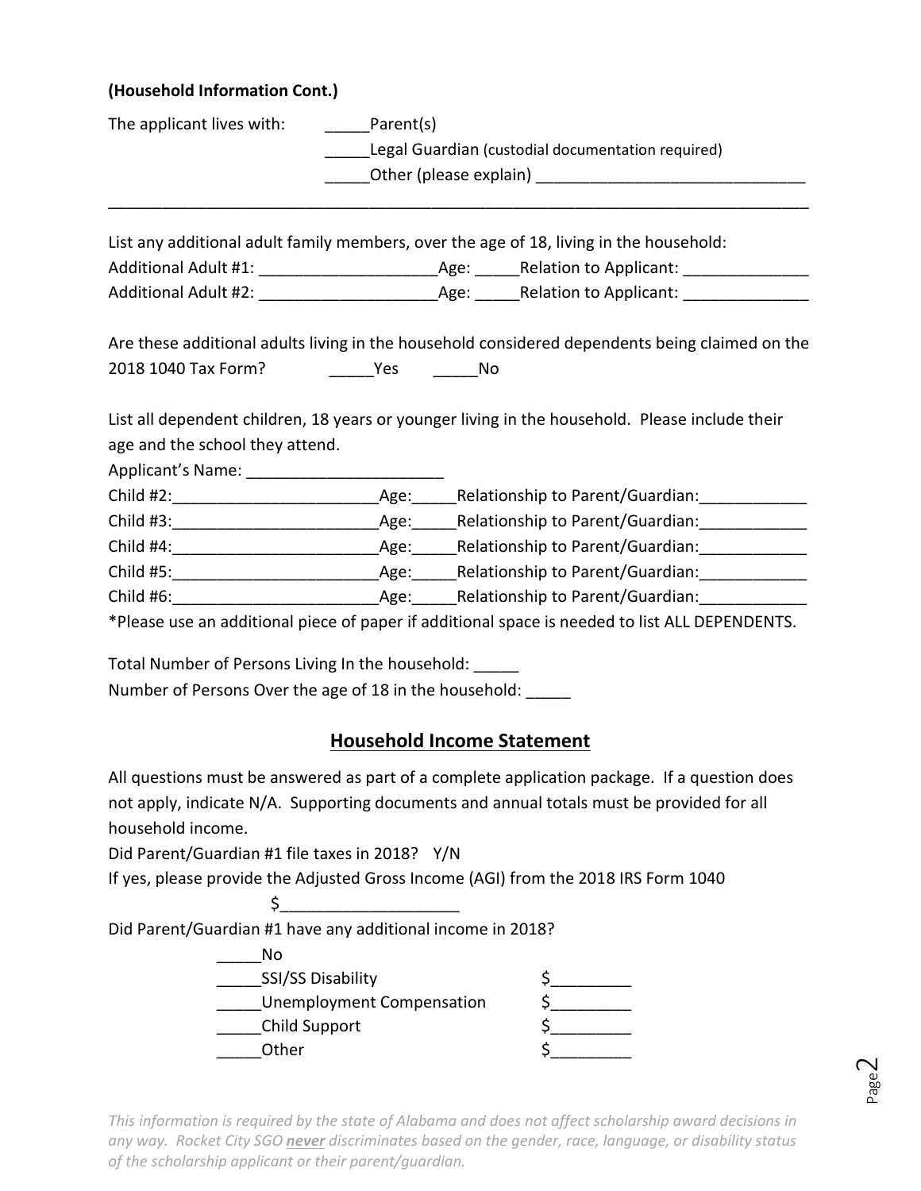**(Household Information Cont.)**

The applicant lives with: _____Parent(s)
_____Legal Guardian (custodial documentation required)
_____Other (please explain) ______________________________
________________________________________________________________________________

List any additional adult family members, over the age of 18, living in the household:
Additional Adult #1: ____________________Age: _____Relation to Applicant: ______________
Additional Adult #2: ____________________Age: _____Relation to Applicant: ______________

Are these additional adults living in the household considered dependents being claimed on the 2018 1040 Tax Form? _____Yes _____No

List all dependent children, 18 years or younger living in the household. Please include their age and the school they attend.
Applicant's Name: ______________________
Child #2:_______________________Age:_____Relationship to Parent/Guardian:____________
Child #3:_______________________Age:_____Relationship to Parent/Guardian:____________
Child #4:_______________________Age:_____Relationship to Parent/Guardian:____________
Child #5:_______________________Age:_____Relationship to Parent/Guardian:____________
Child #6:_______________________Age:_____Relationship to Parent/Guardian:____________
*Please use an additional piece of paper if additional space is needed to list ALL DEPENDENTS.

Total Number of Persons Living In the household: _____
Number of Persons Over the age of 18 in the household: _____

## Household Income Statement

All questions must be answered as part of a complete application package. If a question does not apply, indicate N/A. Supporting documents and annual totals must be provided for all household income.
Did Parent/Guardian #1 file taxes in 2018? Y/N
If yes, please provide the Adjusted Gross Income (AGI) from the 2018 IRS Form 1040
$____________________
Did Parent/Guardian #1 have any additional income in 2018?
_____No
_____SSI/SS Disability $_________
_____Unemployment Compensation $_________
_____Child Support $_________
_____Other $_________

*This information is required by the state of Alabama and does not affect scholarship award decisions in any way. Rocket City SGO **never** discriminates based on the gender, race, language, or disability status of the scholarship applicant or their parent/guardian.*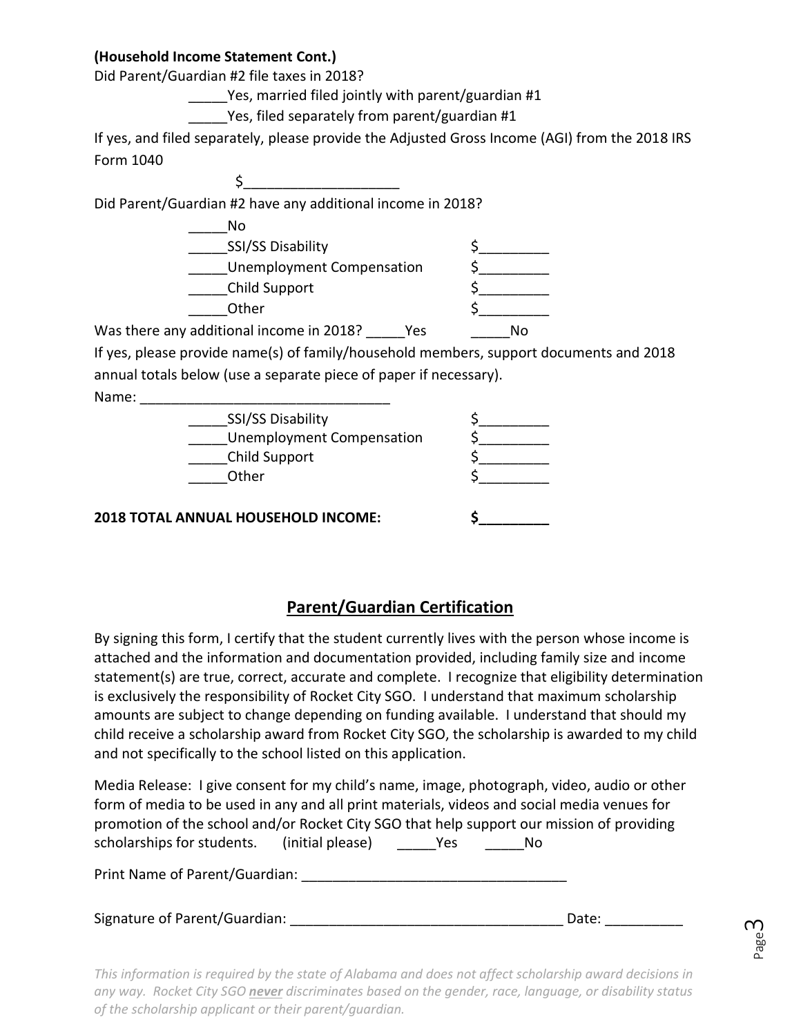**(Household Income Statement Cont.)**

Did Parent/Guardian #2 file taxes in 2018?

_____Yes, married filed jointly with parent/guardian #1

_____Yes, filed separately from parent/guardian #1

If yes, and filed separately, please provide the Adjusted Gross Income (AGI) from the 2018 IRS Form 1040

$____________________

Did Parent/Guardian #2 have any additional income in 2018?

_____No

_____SSI/SS Disability $_________

_____Unemployment Compensation $_________

_____Child Support $_________

_____Other $_________

Was there any additional income in 2018? _____Yes _____No

If yes, please provide name(s) of family/household members, support documents and 2018 annual totals below (use a separate piece of paper if necessary).

Name: ________________________________

_____SSI/SS Disability $_________

_____Unemployment Compensation $_________

_____Child Support $_________

_____Other $_________

**2018 TOTAL ANNUAL HOUSEHOLD INCOME: $_________**

## Parent/Guardian Certification

By signing this form, I certify that the student currently lives with the person whose income is attached and the information and documentation provided, including family size and income statement(s) are true, correct, accurate and complete. I recognize that eligibility determination is exclusively the responsibility of Rocket City SGO. I understand that maximum scholarship amounts are subject to change depending on funding available. I understand that should my child receive a scholarship award from Rocket City SGO, the scholarship is awarded to my child and not specifically to the school listed on this application.

Media Release: I give consent for my child's name, image, photograph, video, audio or other form of media to be used in any and all print materials, videos and social media venues for promotion of the school and/or Rocket City SGO that help support our mission of providing scholarships for students. (initial please) _____Yes _____No

Print Name of Parent/Guardian: __________________________________

Signature of Parent/Guardian: ___________________________________ Date: __________

*This information is required by the state of Alabama and does not affect scholarship award decisions in any way. Rocket City SGO **never** discriminates based on the gender, race, language, or disability status of the scholarship applicant or their parent/guardian.*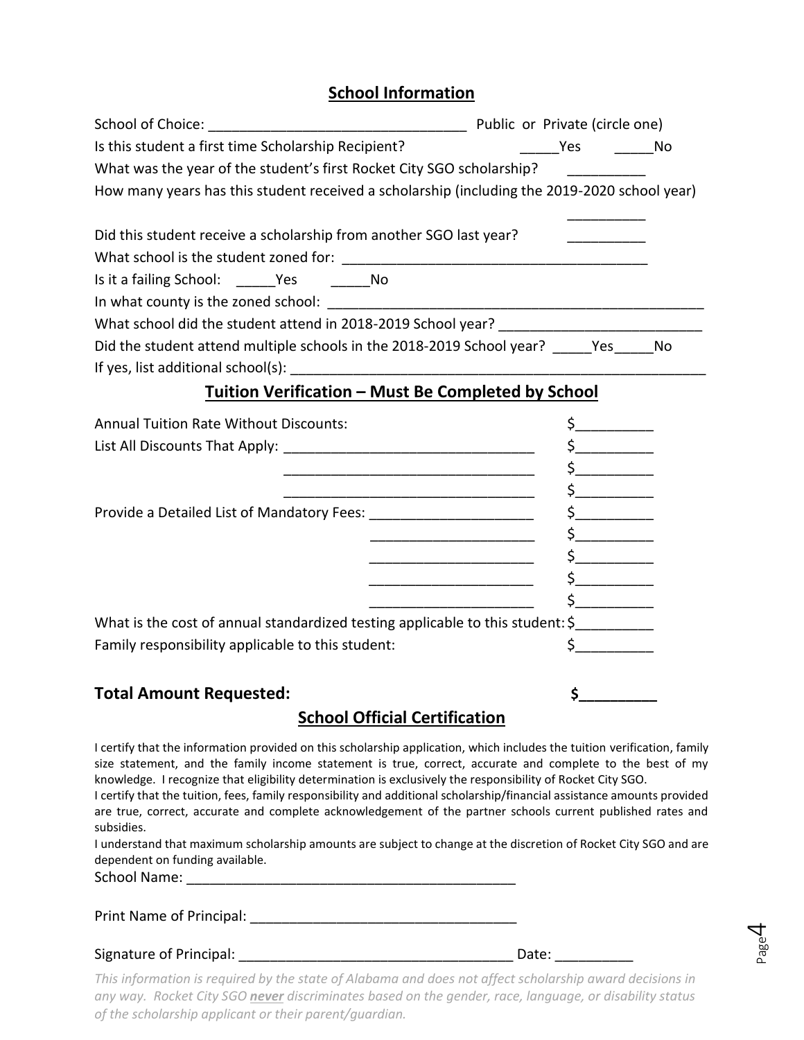## School Information

School of Choice: _________________________________ Public or Private (circle one)

Is this student a first time Scholarship Recipient? _____Yes _____No

What was the year of the student's first Rocket City SGO scholarship? __________

How many years has this student received a scholarship (including the 2019-2020 school year) __________

Did this student receive a scholarship from another SGO last year? __________

What school is the student zoned for: ________________________________________

Is it a failing School: _____Yes _____No

In what county is the zoned school: __________________________________________________

What school did the student attend in 2018-2019 School year? __________________________

Did the student attend multiple schools in the 2018-2019 School year? _____Yes_____No

If yes, list additional school(s): _______________________________________________________

## Tuition Verification – Must Be Completed by School

Annual Tuition Rate Without Discounts: $__________

List All Discounts That Apply: ________________________________ $__________

________________________________ $__________

________________________________ $__________

Provide a Detailed List of Mandatory Fees: _____________________ $__________

_____________________ $__________

_____________________ $__________

_____________________ $__________

_____________________ $__________

What is the cost of annual standardized testing applicable to this student: $__________

Family responsibility applicable to this student: $__________

**Total Amount Requested:** **$_________**

## School Official Certification

I certify that the information provided on this scholarship application, which includes the tuition verification, family size statement, and the family income statement is true, correct, accurate and complete to the best of my knowledge. I recognize that eligibility determination is exclusively the responsibility of Rocket City SGO.

I certify that the tuition, fees, family responsibility and additional scholarship/financial assistance amounts provided are true, correct, accurate and complete acknowledgement of the partner schools current published rates and subsidies.

I understand that maximum scholarship amounts are subject to change at the discretion of Rocket City SGO and are dependent on funding available.

School Name: ___________________________________________

Print Name of Principal: __________________________________

Signature of Principal: __________________________________ Date: __________

*This information is required by the state of Alabama and does not affect scholarship award decisions in any way. Rocket City SGO **never** discriminates based on the gender, race, language, or disability status of the scholarship applicant or their parent/guardian.*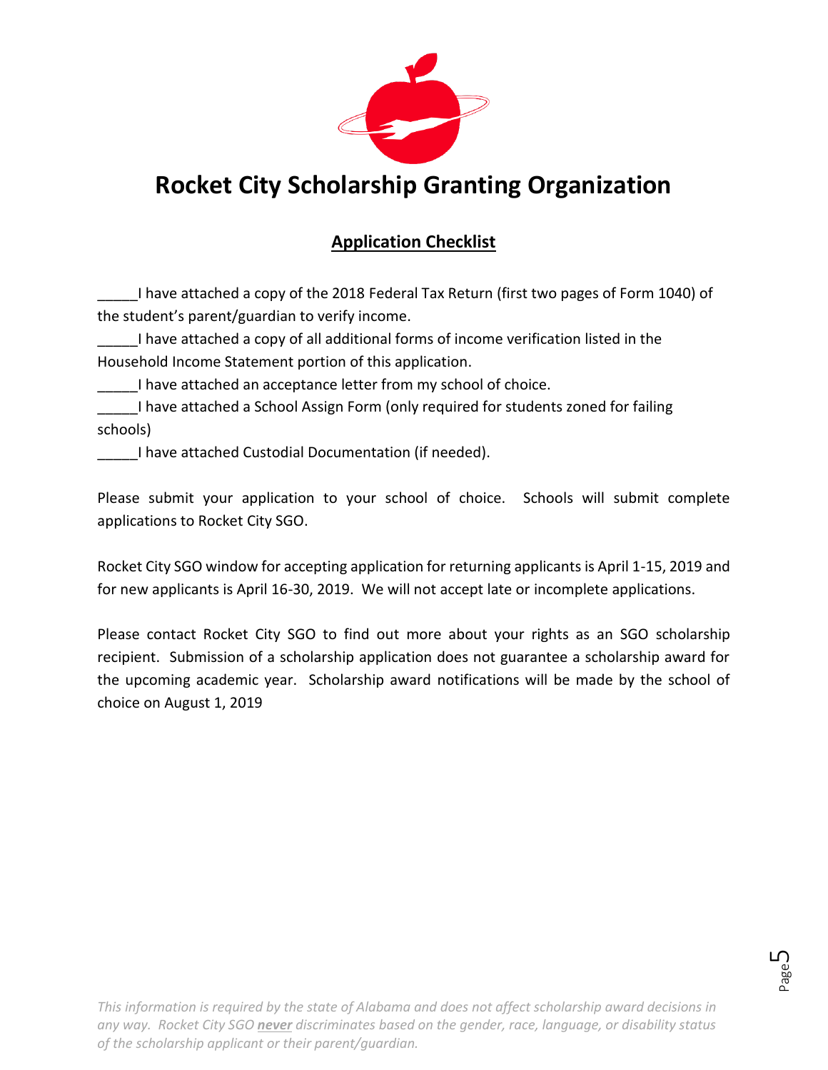# Rocket City Scholarship Granting Organization

## Application Checklist

_____I have attached a copy of the 2018 Federal Tax Return (first two pages of Form 1040) of the student's parent/guardian to verify income.

_____I have attached a copy of all additional forms of income verification listed in the Household Income Statement portion of this application.

_____I have attached an acceptance letter from my school of choice.

_____I have attached a School Assign Form (only required for students zoned for failing schools)

_____I have attached Custodial Documentation (if needed).

Please submit your application to your school of choice. Schools will submit complete applications to Rocket City SGO.

Rocket City SGO window for accepting application for returning applicants is April 1-15, 2019 and for new applicants is April 16-30, 2019. We will not accept late or incomplete applications.

Please contact Rocket City SGO to find out more about your rights as an SGO scholarship recipient. Submission of a scholarship application does not guarantee a scholarship award for the upcoming academic year. Scholarship award notifications will be made by the school of choice on August 1, 2019

*This information is required by the state of Alabama and does not affect scholarship award decisions in any way. Rocket City SGO **never** discriminates based on the gender, race, language, or disability status of the scholarship applicant or their parent/guardian.*